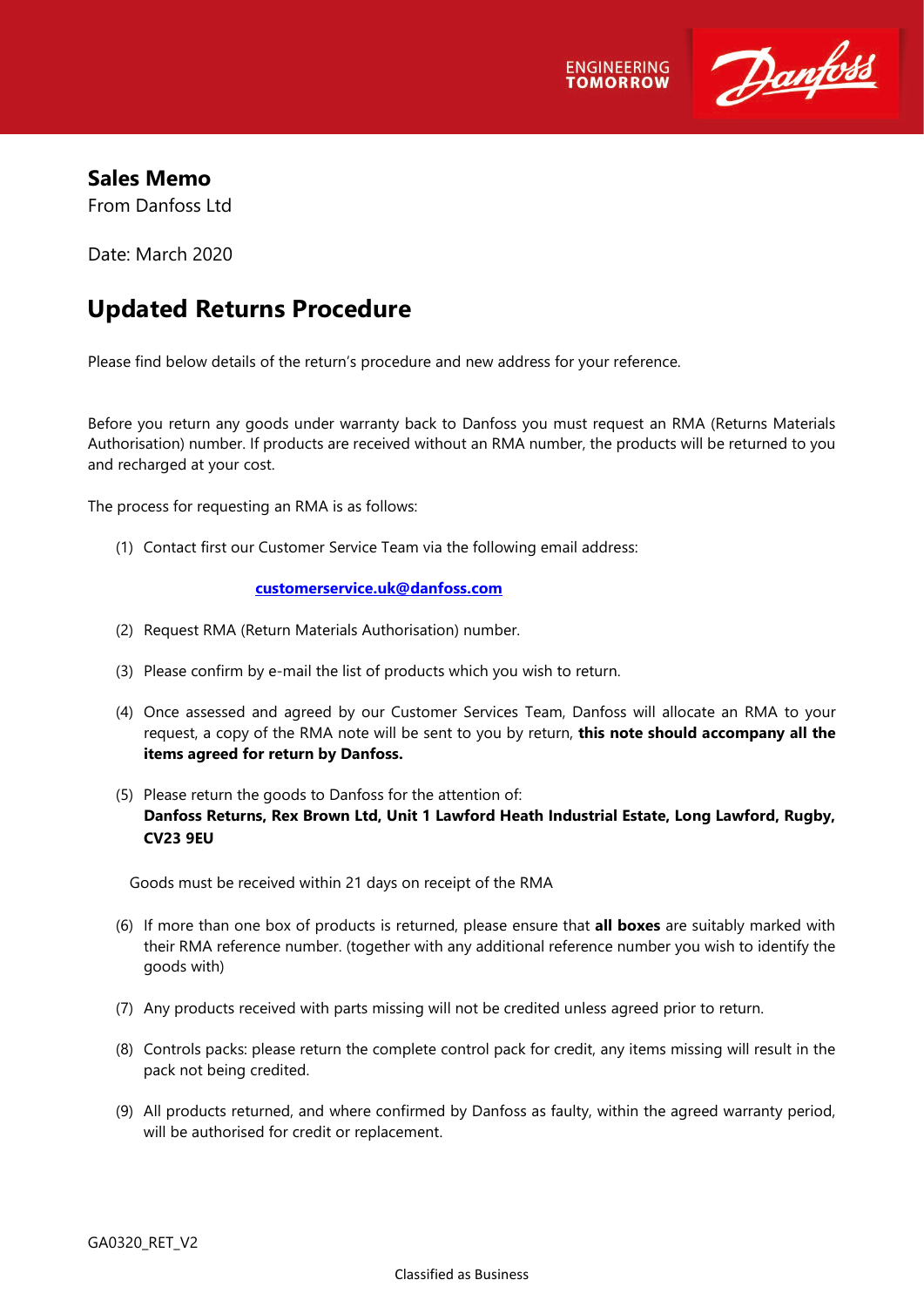**Sales Memo**
From Danfoss Ltd

Date: March 2020

# Updated Returns Procedure

Please find below details of the return's procedure and new address for your reference.

Before you return any goods under warranty back to Danfoss you must request an RMA (Returns Materials Authorisation) number. If products are received without an RMA number, the products will be returned to you and recharged at your cost.

The process for requesting an RMA is as follows:

(1) Contact first our Customer Service Team via the following email address:

**customerservice.uk@danfoss.com**

(2) Request RMA (Return Materials Authorisation) number.

(3) Please confirm by e-mail the list of products which you wish to return.

(4) Once assessed and agreed by our Customer Services Team, Danfoss will allocate an RMA to your request, a copy of the RMA note will be sent to you by return, **this note should accompany all the items agreed for return by Danfoss.**

(5) Please return the goods to Danfoss for the attention of:
**Danfoss Returns, Rex Brown Ltd, Unit 1 Lawford Heath Industrial Estate, Long Lawford, Rugby, CV23 9EU**

Goods must be received within 21 days on receipt of the RMA

(6) If more than one box of products is returned, please ensure that **all boxes** are suitably marked with their RMA reference number. (together with any additional reference number you wish to identify the goods with)

(7) Any products received with parts missing will not be credited unless agreed prior to return.

(8) Controls packs: please return the complete control pack for credit, any items missing will result in the pack not being credited.

(9) All products returned, and where confirmed by Danfoss as faulty, within the agreed warranty period, will be authorised for credit or replacement.

GA0320_RET_V2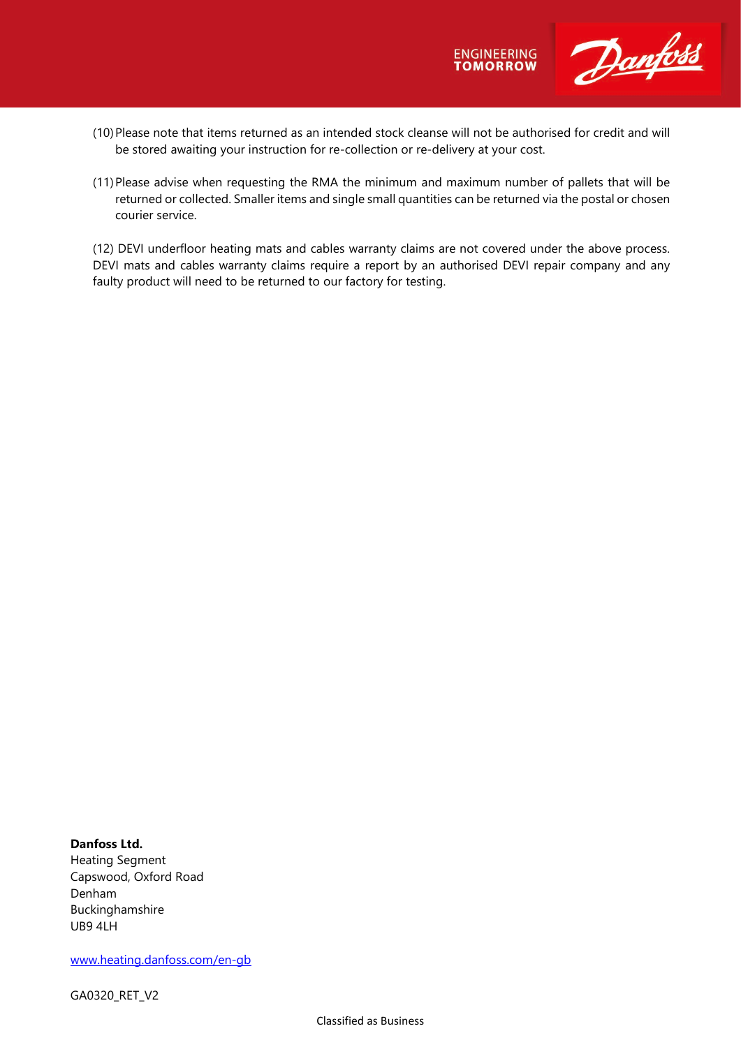(10) Please note that items returned as an intended stock cleanse will not be authorised for credit and will be stored awaiting your instruction for re-collection or re-delivery at your cost.

(11) Please advise when requesting the RMA the minimum and maximum number of pallets that will be returned or collected. Smaller items and single small quantities can be returned via the postal or chosen courier service.

(12) DEVI underfloor heating mats and cables warranty claims are not covered under the above process. DEVI mats and cables warranty claims require a report by an authorised DEVI repair company and any faulty product will need to be returned to our factory for testing.

**Danfoss Ltd.**
Heating Segment
Capswood, Oxford Road
Denham
Buckinghamshire
UB9 4LH

[www.heating.danfoss.com/en-gb](http://www.heating.danfoss.com/en-gb)

GA0320_RET_V2

Classified as Business